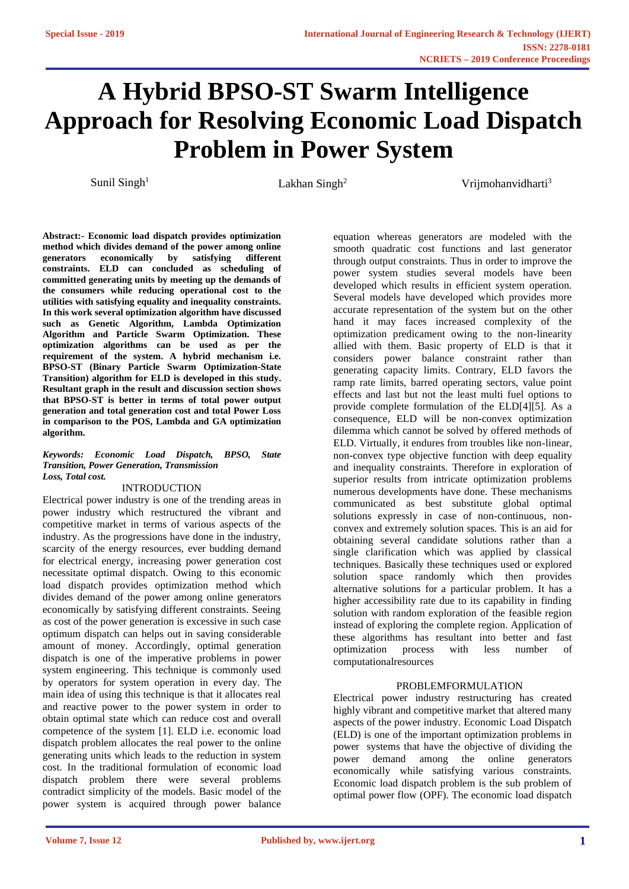# A Hybrid BPSO-ST Swarm Intelligence Approach for Resolving Economic Load Dispatch Problem in Power System

Sunil Singh[1] Lakhan Singh[2] Vrijmohanvidharti[3]

**Abstract:- Economic load dispatch provides optimization method which divides demand of the power among online generators economically by satisfying different constraints. ELD can concluded as scheduling of committed generating units by meeting up the demands of the consumers while reducing operational cost to the utilities with satisfying equality and inequality constraints. In this work several optimization algorithm have discussed such as Genetic Algorithm, Lambda Optimization Algorithm and Particle Swarm Optimization. These optimization algorithms can be used as per the requirement of the system. A hybrid mechanism i.e. BPSO-ST (Binary Particle Swarm Optimization-State Transition) algorithm for ELD is developed in this study. Resultant graph in the result and discussion section shows that BPSO-ST is better in terms of total power output generation and total generation cost and total Power Loss in comparison to the POS, Lambda and GA optimization algorithm.**

***Keywords: Economic Load Dispatch, BPSO, State Transition, Power Generation, Transmission Loss, Total cost.***

## INTRODUCTION

Electrical power industry is one of the trending areas in power industry which restructured the vibrant and competitive market in terms of various aspects of the industry. As the progressions have done in the industry, scarcity of the energy resources, ever budding demand for electrical energy, increasing power generation cost necessitate optimal dispatch. Owing to this economic load dispatch provides optimization method which divides demand of the power among online generators economically by satisfying different constraints. Seeing as cost of the power generation is excessive in such case optimum dispatch can helps out in saving considerable amount of money. Accordingly, optimal generation dispatch is one of the imperative problems in power system engineering. This technique is commonly used by operators for system operation in every day. The main idea of using this technique is that it allocates real and reactive power to the power system in order to obtain optimal state which can reduce cost and overall competence of the system [1]. ELD i.e. economic load dispatch problem allocates the real power to the online generating units which leads to the reduction in system cost. In the traditional formulation of economic load dispatch problem there were several problems contradict simplicity of the models. Basic model of the power system is acquired through power balance equation whereas generators are modeled with the smooth quadratic cost functions and last generator through output constraints. Thus in order to improve the power system studies several models have been developed which results in efficient system operation. Several models have developed which provides more accurate representation of the system but on the other hand it may faces increased complexity of the optimization predicament owing to the non-linearity allied with them. Basic property of ELD is that it considers power balance constraint rather than generating capacity limits. Contrary, ELD favors the ramp rate limits, barred operating sectors, value point effects and last but not the least multi fuel options to provide complete formulation of the ELD[4][5]. As a consequence, ELD will be non-convex optimization dilemma which cannot be solved by offered methods of ELD. Virtually, it endures from troubles like non-linear, non-convex type objective function with deep equality and inequality constraints. Therefore in exploration of superior results from intricate optimization problems numerous developments have done. These mechanisms communicated as best substitute global optimal solutions expressly in case of non-continuous, non-convex and extremely solution spaces. This is an aid for obtaining several candidate solutions rather than a single clarification which was applied by classical techniques. Basically these techniques used or explored solution space randomly which then provides alternative solutions for a particular problem. It has a higher accessibility rate due to its capability in finding solution with random exploration of the feasible region instead of exploring the complete region. Application of these algorithms has resultant into better and fast optimization process with less number of computationalresources

## PROBLEMFORMULATION

Electrical power industry restructuring has created highly vibrant and competitive market that altered many aspects of the power industry. Economic Load Dispatch (ELD) is one of the important optimization problems in power systems that have the objective of dividing the power demand among the online generators economically while satisfying various constraints. Economic load dispatch problem is the sub problem of optimal power flow (OPF). The economic load dispatch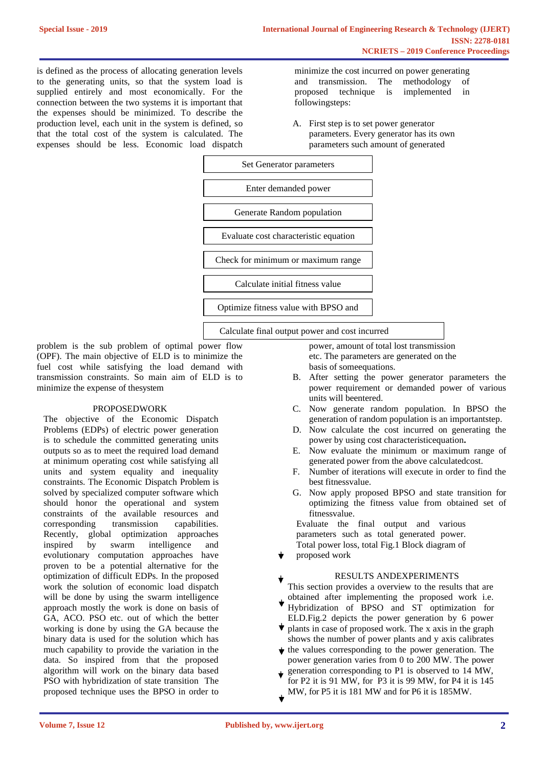is defined as the process of allocating generation levels to the generating units, so that the system load is supplied entirely and most economically. For the connection between the two systems it is important that the expenses should be minimized. To describe the production level, each unit in the system is defined, so that the total cost of the system is calculated. The expenses should be less. Economic load dispatch problem is the sub problem of optimal power flow (OPF). The main objective of ELD is to minimize the fuel cost while satisfying the load demand with transmission constraints. So main aim of ELD is to minimize the expense of thesystem

## PROPOSEDWORK

The objective of the Economic Dispatch Problems (EDPs) of electric power generation is to schedule the committed generating units outputs so as to meet the required load demand at minimum operating cost while satisfying all units and system equality and inequality constraints. The Economic Dispatch Problem is solved by specialized computer software which should honor the operational and system constraints of the available resources and corresponding transmission capabilities. Recently, global optimization approaches inspired by swarm intelligence and evolutionary computation approaches have proven to be a potential alternative for the optimization of difficult EDPs. In the proposed work the solution of economic load dispatch will be done by using the swarm intelligence approach mostly the work is done on basis of GA, ACO. PSO etc. out of which the better working is done by using the GA because the binary data is used for the solution which has much capability to provide the variation in the data. So inspired from that the proposed algorithm will work on the binary data based PSO with hybridization of state transition The proposed technique uses the BPSO in order to minimize the cost incurred on power generating and transmission. The methodology of proposed technique is implemented in followingsteps:

A. First step is to set power generator parameters. Every generator has its own parameters such amount of generated power, amount of total lost transmission etc. The parameters are generated on the basis of someequations.
B. After setting the power generator parameters the power requirement or demanded power of various units will beentered.
C. Now generate random population. In BPSO the generation of random population is an importantstep.
D. Now calculate the cost incurred on generating the power by using cost characteristicequation.
E. Now evaluate the minimum or maximum range of generated power from the above calculatedcost.
F. Number of iterations will execute in order to find the best fitnessvalue.
G. Now apply proposed BPSO and state transition for optimizing the fitness value from obtained set of fitnessvalue.

Evaluate the final output and various parameters such as total generated power. Total power loss, total

Set Generator parameters
↓
Enter demanded power
↓
Generate Random population
↓
Evaluate cost characteristic equation
↓
Check for minimum or maximum range
↓
Calculate initial fitness value
↓
Optimize fitness value with BPSO and
↓
Calculate final output power and cost incurred

Fig.1 Block diagram of proposed work

## RESULTS ANDEXPERIMENTS

This section provides a overview to the results that are obtained after implementing the proposed work i.e. Hybridization of BPSO and ST optimization for ELD.Fig.2 depicts the power generation by 6 power plants in case of proposed work. The x axis in the graph shows the number of power plants and y axis calibrates the values corresponding to the power generation. The power generation varies from 0 to 200 MW. The power generation corresponding to P1 is observed to 14 MW, for P2 it is 91 MW, for P3 it is 99 MW, for P4 it is 145 MW, for P5 it is 181 MW and for P6 it is 185MW.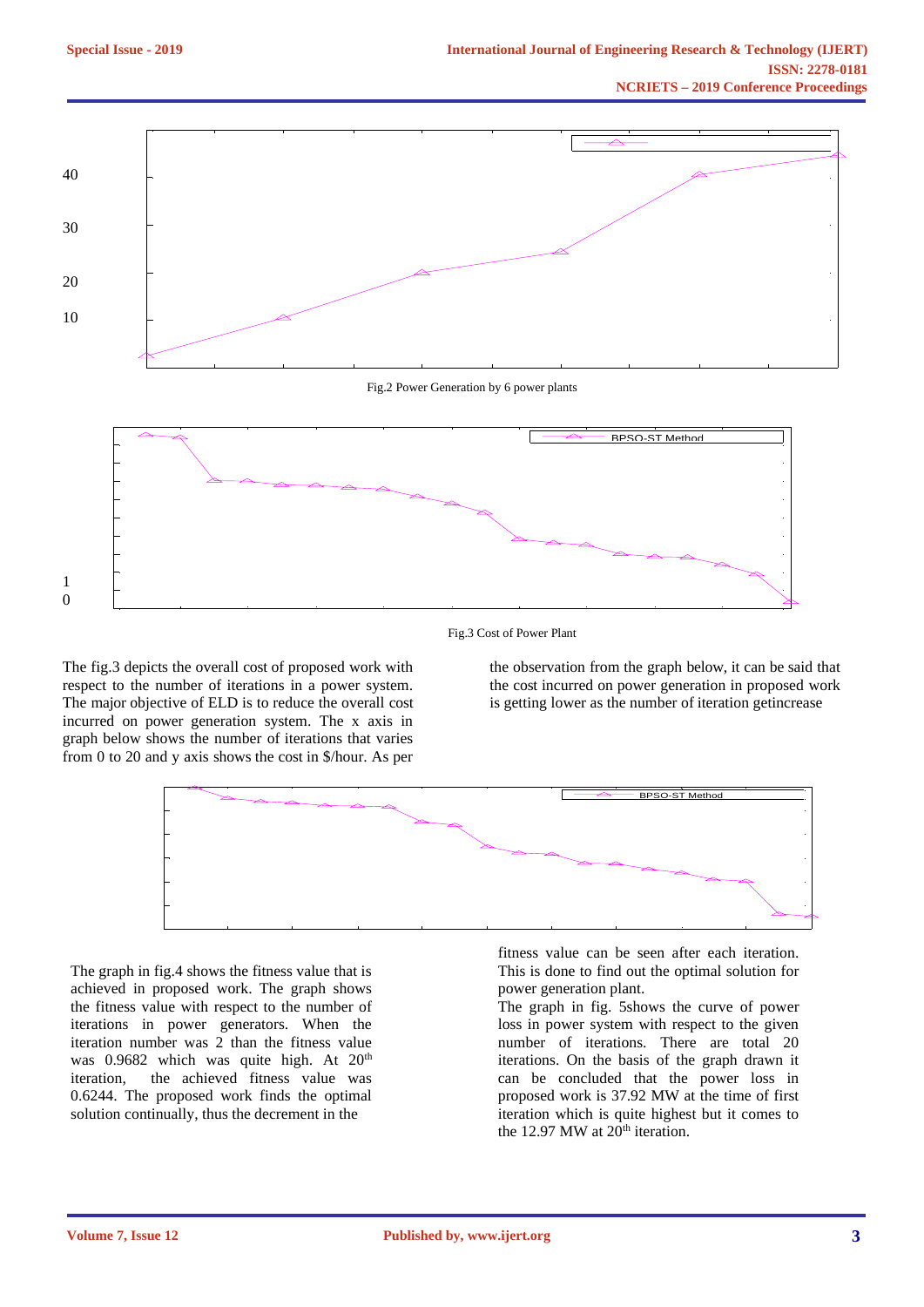40

30

20

10

Fig.2 Power Generation by 6 power plants

BPSO-ST Method

1

0

Fig.3 Cost of Power Plant

The fig.3 depicts the overall cost of proposed work with respect to the number of iterations in a power system. The major objective of ELD is to reduce the overall cost incurred on power generation system. The x axis in graph below shows the number of iterations that varies from 0 to 20 and y axis shows the cost in $/hour. As per the observation from the graph below, it can be said that the cost incurred on power generation in proposed work is getting lower as the number of iteration getincrease

BPSO-ST Method

The graph in fig.4 shows the fitness value that is achieved in proposed work. The graph shows the fitness value with respect to the number of iterations in power generators. When the iteration number was 2 than the fitness value was 0.9682 which was quite high. At 20[th] iteration, the achieved fitness value was 0.6244. The proposed work finds the optimal solution continually, thus the decrement in the fitness value can be seen after each iteration. This is done to find out the optimal solution for power generation plant.

The graph in fig. 5shows the curve of power loss in power system with respect to the given number of iterations. There are total 20 iterations. On the basis of the graph drawn it can be concluded that the power loss in proposed work is 37.92 MW at the time of first iteration which is quite highest but it comes to the 12.97 MW at 20[th] iteration.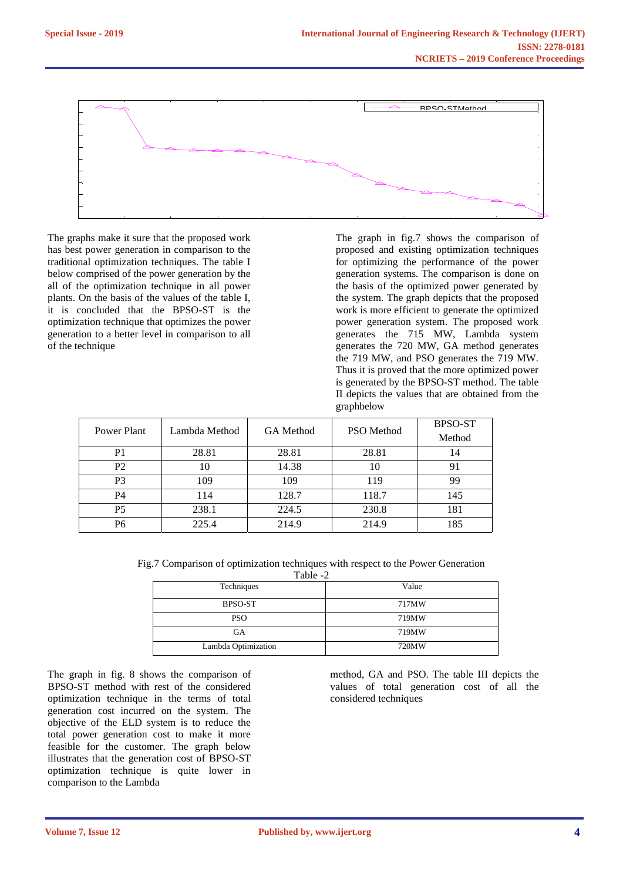The graphs make it sure that the proposed work has best power generation in comparison to the traditional optimization techniques. The table I below comprised of the power generation by the all of the optimization technique in all power plants. On the basis of the values of the table I, it is concluded that the BPSO-ST is the optimization technique that optimizes the power generation to a better level in comparison to all of the technique

The graph in fig.7 shows the comparison of proposed and existing optimization techniques for optimizing the performance of the power generation systems. The comparison is done on the basis of the optimized power generated by the system. The graph depicts that the proposed work is more efficient to generate the optimized power generation system. The proposed work generates the 715 MW, Lambda system generates the 720 MW, GA method generates the 719 MW, and PSO generates the 719 MW. Thus it is proved that the more optimized power is generated by the BPSO-ST method. The table II depicts the values that are obtained from the graphbelow

| Power Plant | Lambda Method | GA Method | PSO Method | BPSO-ST Method |
|---|---|---|---|---|
| P1 | 28.81 | 28.81 | 28.81 | 14 |
| P2 | 10 | 14.38 | 10 | 91 |
| P3 | 109 | 109 | 119 | 99 |
| P4 | 114 | 128.7 | 118.7 | 145 |
| P5 | 238.1 | 224.5 | 230.8 | 181 |
| P6 | 225.4 | 214.9 | 214.9 | 185 |

Fig.7 Comparison of optimization techniques with respect to the Power Generation

Table -2

| Techniques | Value |
|---|---|
| BPSO-ST | 717MW |
| PSO | 719MW |
| GA | 719MW |
| Lambda Optimization | 720MW |

The graph in fig. 8 shows the comparison of BPSO-ST method with rest of the considered optimization technique in the terms of total generation cost incurred on the system. The objective of the ELD system is to reduce the total power generation cost to make it more feasible for the customer. The graph below illustrates that the generation cost of BPSO-ST optimization technique is quite lower in comparison to the Lambda method, GA and PSO. The table III depicts the values of total generation cost of all the considered techniques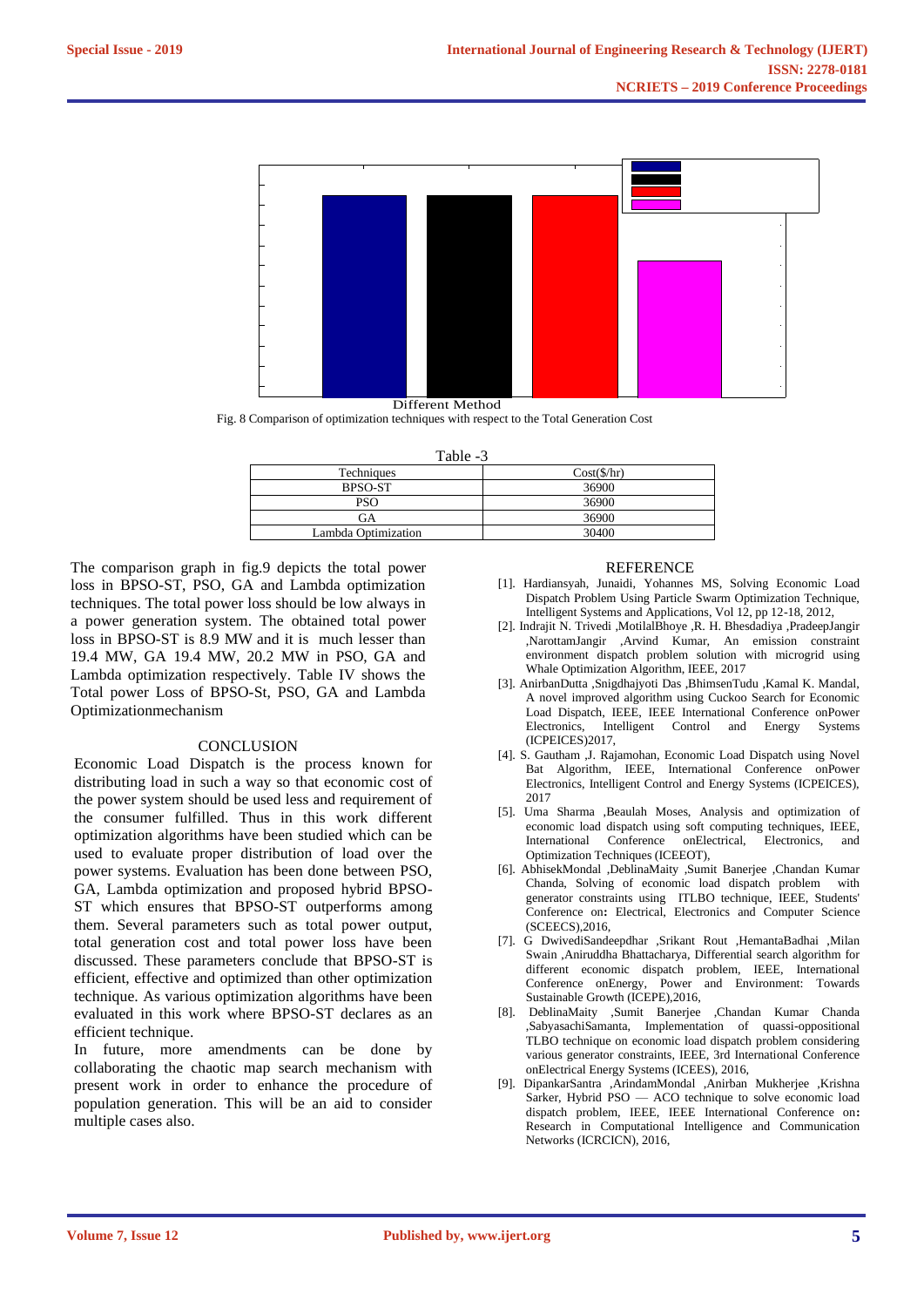Different Method

Fig. 8 Comparison of optimization techniques with respect to the Total Generation Cost

Table -3

| Techniques | Cost($/hr) |
|---|---|
| BPSO-ST | 36900 |
| PSO | 36900 |
| GA | 36900 |
| Lambda Optimization | 30400 |

The comparison graph in fig.9 depicts the total power loss in BPSO-ST, PSO, GA and Lambda optimization techniques. The total power loss should be low always in a power generation system. The obtained total power loss in BPSO-ST is 8.9 MW and it is much lesser than 19.4 MW, GA 19.4 MW, 20.2 MW in PSO, GA and Lambda optimization respectively. Table IV shows the Total power Loss of BPSO-St, PSO, GA and Lambda Optimizationmechanism

## CONCLUSION

Economic Load Dispatch is the process known for distributing load in such a way so that economic cost of the power system should be used less and requirement of the consumer fulfilled. Thus in this work different optimization algorithms have been studied which can be used to evaluate proper distribution of load over the power systems. Evaluation has been done between PSO, GA, Lambda optimization and proposed hybrid BPSO-ST which ensures that BPSO-ST outperforms among them. Several parameters such as total power output, total generation cost and total power loss have been discussed. These parameters conclude that BPSO-ST is efficient, effective and optimized than other optimization technique. As various optimization algorithms have been evaluated in this work where BPSO-ST declares as an efficient technique.

In future, more amendments can be done by collaborating the chaotic map search mechanism with present work in order to enhance the procedure of population generation. This will be an aid to consider multiple cases also.

## REFERENCE

[1]. Hardiansyah, Junaidi, Yohannes MS, Solving Economic Load Dispatch Problem Using Particle Swarm Optimization Technique, Intelligent Systems and Applications, Vol 12, pp 12-18, 2012,

[2]. Indrajit N. Trivedi ,MotilalBhoye ,R. H. Bhesdadiya ,PradeepJangir ,NarottamJangir ,Arvind Kumar, An emission constraint environment dispatch problem solution with microgrid using Whale Optimization Algorithm, IEEE, 2017

[3]. AnirbanDutta ,Snigdhajyoti Das ,BhimsenTudu ,Kamal K. Mandal, A novel improved algorithm using Cuckoo Search for Economic Load Dispatch, IEEE, IEEE International Conference onPower Electronics, Intelligent Control and Energy Systems (ICPEICES)2017,

[4]. S. Gautham ,J. Rajamohan, Economic Load Dispatch using Novel Bat Algorithm, IEEE, International Conference onPower Electronics, Intelligent Control and Energy Systems (ICPEICES), 2017

[5]. Uma Sharma ,Beaulah Moses, Analysis and optimization of economic load dispatch using soft computing techniques, IEEE, International Conference onElectrical, Electronics, and Optimization Techniques (ICEEOT),

[6]. AbhisekMondal ,DeblinaMaity ,Sumit Banerjee ,Chandan Kumar Chanda, Solving of economic load dispatch problem with generator constraints using ITLBO technique, IEEE, Students' Conference on: Electrical, Electronics and Computer Science (SCEECS),2016,

[7]. G DwivediSandeepdhar ,Srikant Rout ,HemantaBadhai ,Milan Swain ,Aniruddha Bhattacharya, Differential search algorithm for different economic dispatch problem, IEEE, International Conference onEnergy, Power and Environment: Towards Sustainable Growth (ICEPE),2016,

[8]. DeblinaMaity ,Sumit Banerjee ,Chandan Kumar Chanda ,SabyasachiSamanta, Implementation of quasi-oppositional TLBO technique on economic load dispatch problem considering various generator constraints, IEEE, 3rd International Conference onElectrical Energy Systems (ICEES), 2016,

[9]. DipankarSantra ,ArindamMondal ,Anirban Mukherjee ,Krishna Sarker, Hybrid PSO — ACO technique to solve economic load dispatch problem, IEEE, IEEE International Conference on: Research in Computational Intelligence and Communication Networks (ICRCICN), 2016,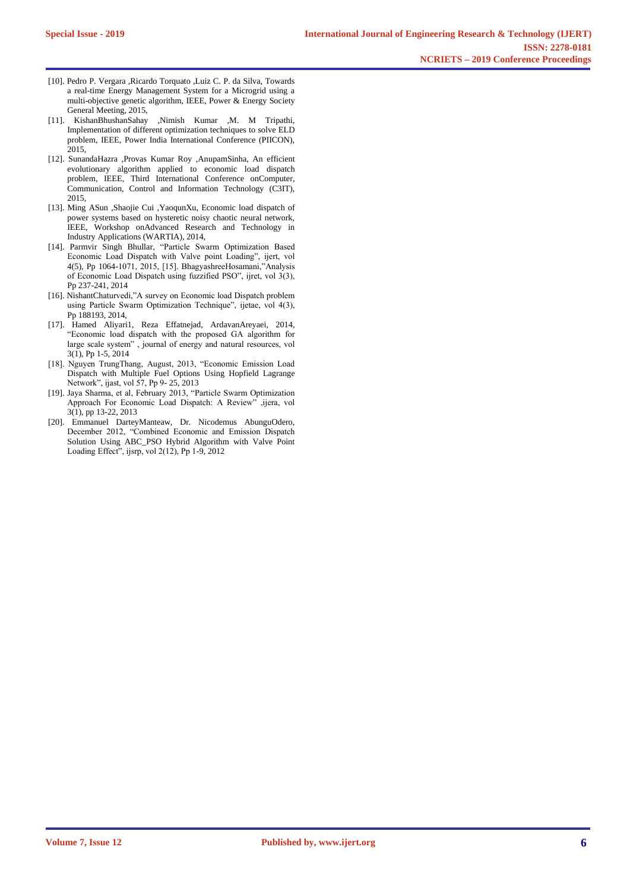[10]. Pedro P. Vergara ,Ricardo Torquato ,Luiz C. P. da Silva, Towards a real-time Energy Management System for a Microgrid using a multi-objective genetic algorithm, IEEE, Power & Energy Society General Meeting, 2015,

[11]. KishanBhushanSahay ,Nimish Kumar ,M. M Tripathi, Implementation of different optimization techniques to solve ELD problem, IEEE, Power India International Conference (PIICON), 2015,

[12]. SunandaHazra ,Provas Kumar Roy ,AnupamSinha, An efficient evolutionary algorithm applied to economic load dispatch problem, IEEE, Third International Conference onComputer, Communication, Control and Information Technology (C3IT), 2015,

[13]. Ming ASun ,Shaojie Cui ,YaoqunXu, Economic load dispatch of power systems based on hysteretic noisy chaotic neural network, IEEE, Workshop onAdvanced Research and Technology in Industry Applications (WARTIA), 2014,

[14]. Parmvir Singh Bhullar, "Particle Swarm Optimization Based Economic Load Dispatch with Valve point Loading", ijert, vol 4(5), Pp 1064-1071, 2015, [15]. BhagyashreeHosamani,"Analysis of Economic Load Dispatch using fuzzified PSO", ijret, vol 3(3), Pp 237-241, 2014

[16]. NishantChaturvedi,"A survey on Economic load Dispatch problem using Particle Swarm Optimization Technique", ijetae, vol 4(3), Pp 188193, 2014,

[17]. Hamed Aliyari1, Reza Effatnejad, ArdavanAreyaei, 2014, "Economic load dispatch with the proposed GA algorithm for large scale system" , journal of energy and natural resources, vol 3(1), Pp 1-5, 2014

[18]. Nguyen TrungThang, August, 2013, "Economic Emission Load Dispatch with Multiple Fuel Options Using Hopfield Lagrange Network", ijast, vol 57, Pp 9- 25, 2013

[19]. Jaya Sharma, et al, February 2013, "Particle Swarm Optimization Approach For Economic Load Dispatch: A Review" ,ijera, vol 3(1), pp 13-22, 2013

[20]. Emmanuel DarteyManteaw, Dr. Nicodemus AbunguOdero, December 2012, "Combined Economic and Emission Dispatch Solution Using ABC_PSO Hybrid Algorithm with Valve Point Loading Effect", ijsrp, vol 2(12), Pp 1-9, 2012